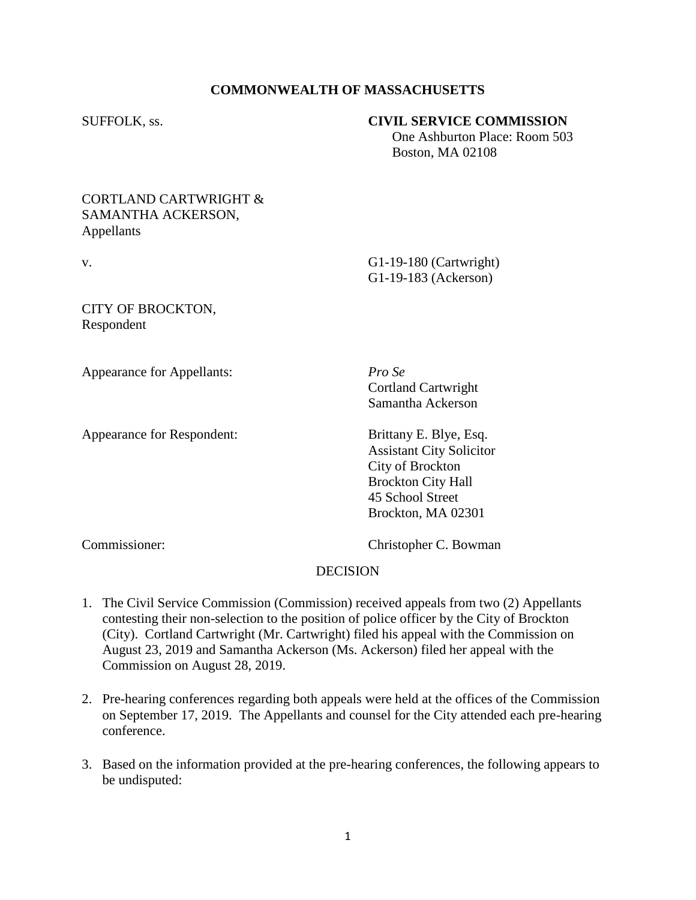**COMMONWEALTH OF MASSACHUSETTS**

SUFFOLK, ss.

**CIVIL SERVICE COMMISSION**
One Ashburton Place: Room 503
Boston, MA 02108

CORTLAND CARTWRIGHT &
SAMANTHA ACKERSON,
Appellants

v.

G1-19-180 (Cartwright)
G1-19-183 (Ackerson)

CITY OF BROCKTON,
Respondent

Appearance for Appellants: *Pro Se*
Cortland Cartwright
Samantha Ackerson

Appearance for Respondent: Brittany E. Blye, Esq.
Assistant City Solicitor
City of Brockton
Brockton City Hall
45 School Street
Brockton, MA 02301

Commissioner: Christopher C. Bowman

DECISION

1. The Civil Service Commission (Commission) received appeals from two (2) Appellants contesting their non-selection to the position of police officer by the City of Brockton (City). Cortland Cartwright (Mr. Cartwright) filed his appeal with the Commission on August 23, 2019 and Samantha Ackerson (Ms. Ackerson) filed her appeal with the Commission on August 28, 2019.

2. Pre-hearing conferences regarding both appeals were held at the offices of the Commission on September 17, 2019. The Appellants and counsel for the City attended each pre-hearing conference.

3. Based on the information provided at the pre-hearing conferences, the following appears to be undisputed: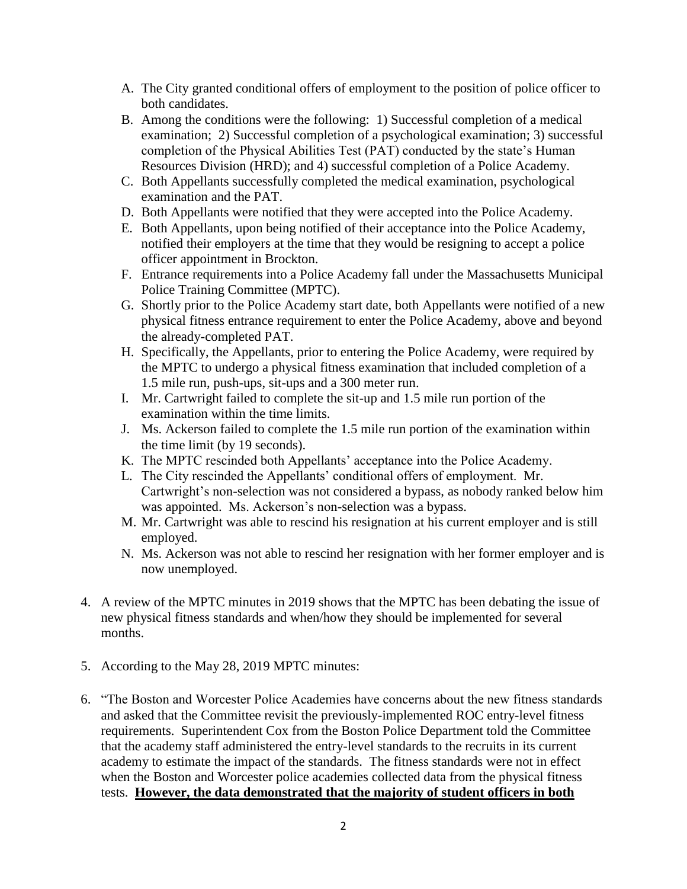A. The City granted conditional offers of employment to the position of police officer to both candidates.
   B. Among the conditions were the following: 1) Successful completion of a medical examination; 2) Successful completion of a psychological examination; 3) successful completion of the Physical Abilities Test (PAT) conducted by the state's Human Resources Division (HRD); and 4) successful completion of a Police Academy.
   C. Both Appellants successfully completed the medical examination, psychological examination and the PAT.
   D. Both Appellants were notified that they were accepted into the Police Academy.
   E. Both Appellants, upon being notified of their acceptance into the Police Academy, notified their employers at the time that they would be resigning to accept a police officer appointment in Brockton.
   F. Entrance requirements into a Police Academy fall under the Massachusetts Municipal Police Training Committee (MPTC).
   G. Shortly prior to the Police Academy start date, both Appellants were notified of a new physical fitness entrance requirement to enter the Police Academy, above and beyond the already-completed PAT.
   H. Specifically, the Appellants, prior to entering the Police Academy, were required by the MPTC to undergo a physical fitness examination that included completion of a 1.5 mile run, push-ups, sit-ups and a 300 meter run.
   I. Mr. Cartwright failed to complete the sit-up and 1.5 mile run portion of the examination within the time limits.
   J. Ms. Ackerson failed to complete the 1.5 mile run portion of the examination within the time limit (by 19 seconds).
   K. The MPTC rescinded both Appellants' acceptance into the Police Academy.
   L. The City rescinded the Appellants' conditional offers of employment. Mr. Cartwright's non-selection was not considered a bypass, as nobody ranked below him was appointed. Ms. Ackerson's non-selection was a bypass.
   M. Mr. Cartwright was able to rescind his resignation at his current employer and is still employed.
   N. Ms. Ackerson was not able to rescind her resignation with her former employer and is now unemployed.

4. A review of the MPTC minutes in 2019 shows that the MPTC has been debating the issue of new physical fitness standards and when/how they should be implemented for several months.

5. According to the May 28, 2019 MPTC minutes:

6. "The Boston and Worcester Police Academies have concerns about the new fitness standards and asked that the Committee revisit the previously-implemented ROC entry-level fitness requirements. Superintendent Cox from the Boston Police Department told the Committee that the academy staff administered the entry-level standards to the recruits in its current academy to estimate the impact of the standards. The fitness standards were not in effect when the Boston and Worcester police academies collected data from the physical fitness tests. **However, the data demonstrated that the majority of student officers in both**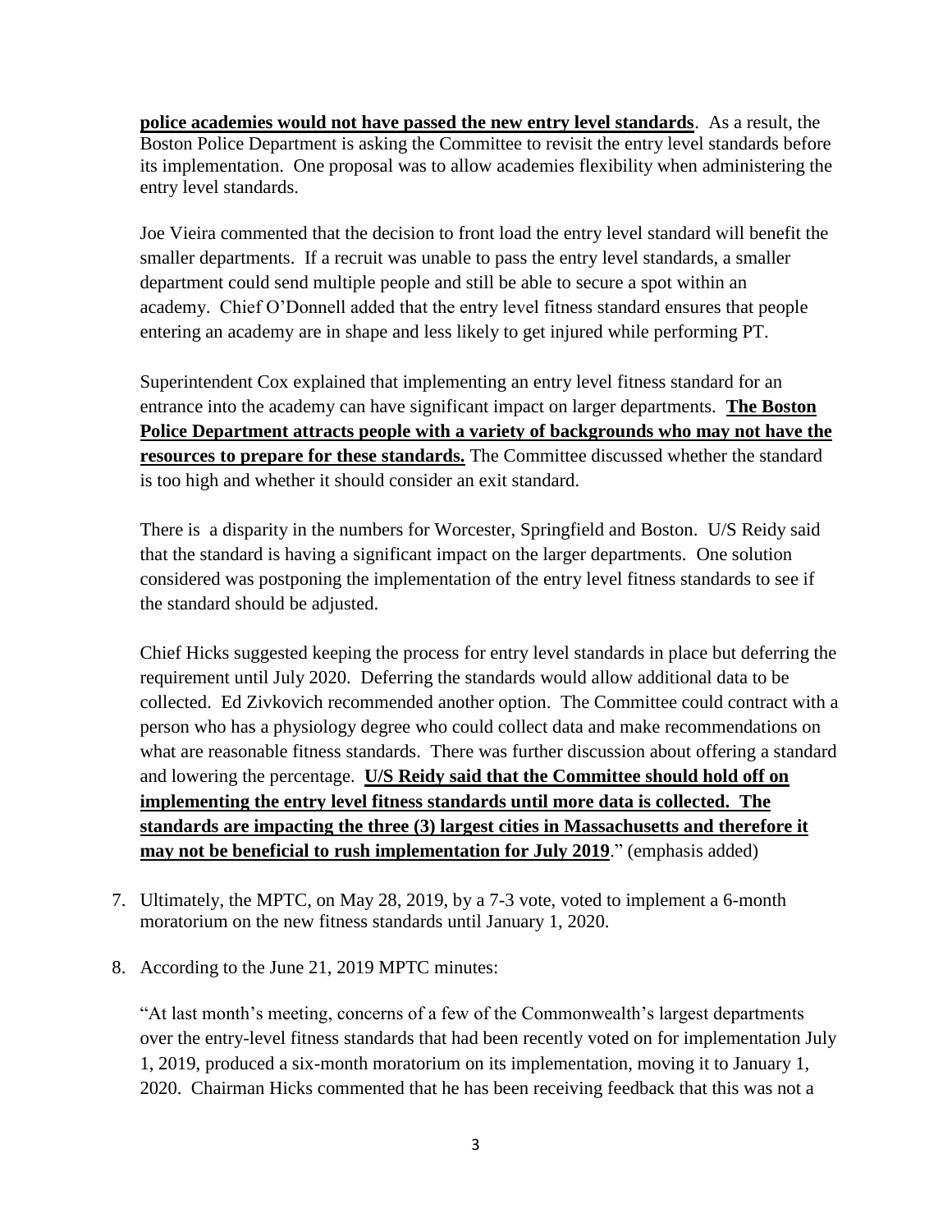**police academies would not have passed the new entry level standards**. As a result, the Boston Police Department is asking the Committee to revisit the entry level standards before its implementation. One proposal was to allow academies flexibility when administering the entry level standards.

Joe Vieira commented that the decision to front load the entry level standard will benefit the smaller departments. If a recruit was unable to pass the entry level standards, a smaller department could send multiple people and still be able to secure a spot within an academy. Chief O'Donnell added that the entry level fitness standard ensures that people entering an academy are in shape and less likely to get injured while performing PT.

Superintendent Cox explained that implementing an entry level fitness standard for an entrance into the academy can have significant impact on larger departments. **The Boston Police Department attracts people with a variety of backgrounds who may not have the resources to prepare for these standards.** The Committee discussed whether the standard is too high and whether it should consider an exit standard.

There is a disparity in the numbers for Worcester, Springfield and Boston. U/S Reidy said that the standard is having a significant impact on the larger departments. One solution considered was postponing the implementation of the entry level fitness standards to see if the standard should be adjusted.

Chief Hicks suggested keeping the process for entry level standards in place but deferring the requirement until July 2020. Deferring the standards would allow additional data to be collected. Ed Zivkovich recommended another option. The Committee could contract with a person who has a physiology degree who could collect data and make recommendations on what are reasonable fitness standards. There was further discussion about offering a standard and lowering the percentage. **U/S Reidy said that the Committee should hold off on implementing the entry level fitness standards until more data is collected. The standards are impacting the three (3) largest cities in Massachusetts and therefore it may not be beneficial to rush implementation for July 2019**." (emphasis added)

7. Ultimately, the MPTC, on May 28, 2019, by a 7-3 vote, voted to implement a 6-month moratorium on the new fitness standards until January 1, 2020.

8. According to the June 21, 2019 MPTC minutes:

"At last month's meeting, concerns of a few of the Commonwealth's largest departments over the entry-level fitness standards that had been recently voted on for implementation July 1, 2019, produced a six-month moratorium on its implementation, moving it to January 1, 2020. Chairman Hicks commented that he has been receiving feedback that this was not a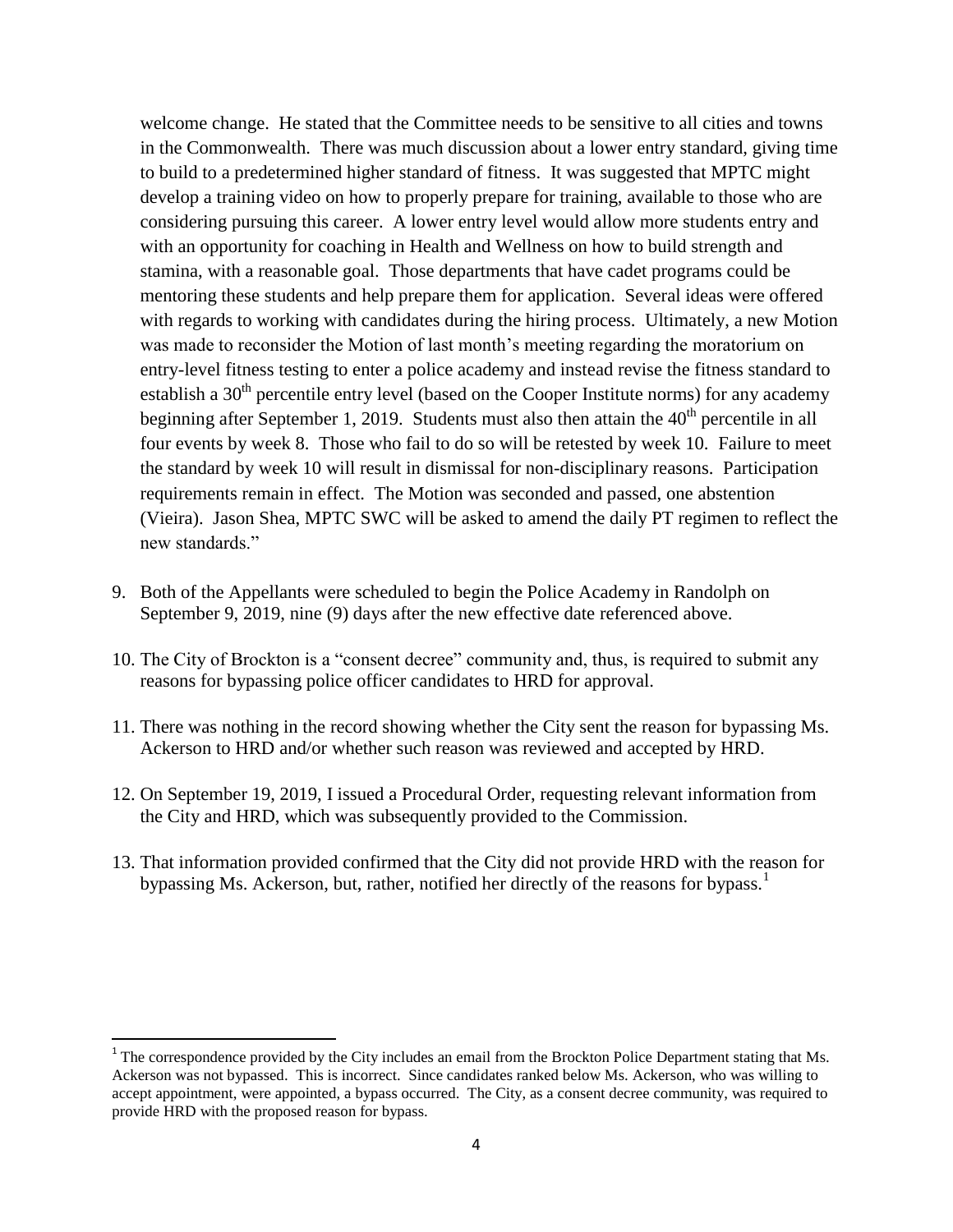welcome change. He stated that the Committee needs to be sensitive to all cities and towns in the Commonwealth. There was much discussion about a lower entry standard, giving time to build to a predetermined higher standard of fitness. It was suggested that MPTC might develop a training video on how to properly prepare for training, available to those who are considering pursuing this career. A lower entry level would allow more students entry and with an opportunity for coaching in Health and Wellness on how to build strength and stamina, with a reasonable goal. Those departments that have cadet programs could be mentoring these students and help prepare them for application. Several ideas were offered with regards to working with candidates during the hiring process. Ultimately, a new Motion was made to reconsider the Motion of last month's meeting regarding the moratorium on entry-level fitness testing to enter a police academy and instead revise the fitness standard to establish a 30th percentile entry level (based on the Cooper Institute norms) for any academy beginning after September 1, 2019. Students must also then attain the 40th percentile in all four events by week 8. Those who fail to do so will be retested by week 10. Failure to meet the standard by week 10 will result in dismissal for non-disciplinary reasons. Participation requirements remain in effect. The Motion was seconded and passed, one abstention (Vieira). Jason Shea, MPTC SWC will be asked to amend the daily PT regimen to reflect the new standards."

9. Both of the Appellants were scheduled to begin the Police Academy in Randolph on September 9, 2019, nine (9) days after the new effective date referenced above.

10. The City of Brockton is a "consent decree" community and, thus, is required to submit any reasons for bypassing police officer candidates to HRD for approval.

11. There was nothing in the record showing whether the City sent the reason for bypassing Ms. Ackerson to HRD and/or whether such reason was reviewed and accepted by HRD.

12. On September 19, 2019, I issued a Procedural Order, requesting relevant information from the City and HRD, which was subsequently provided to the Commission.

13. That information provided confirmed that the City did not provide HRD with the reason for bypassing Ms. Ackerson, but, rather, notified her directly of the reasons for bypass.[1]

[1] The correspondence provided by the City includes an email from the Brockton Police Department stating that Ms. Ackerson was not bypassed. This is incorrect. Since candidates ranked below Ms. Ackerson, who was willing to accept appointment, were appointed, a bypass occurred. The City, as a consent decree community, was required to provide HRD with the proposed reason for bypass.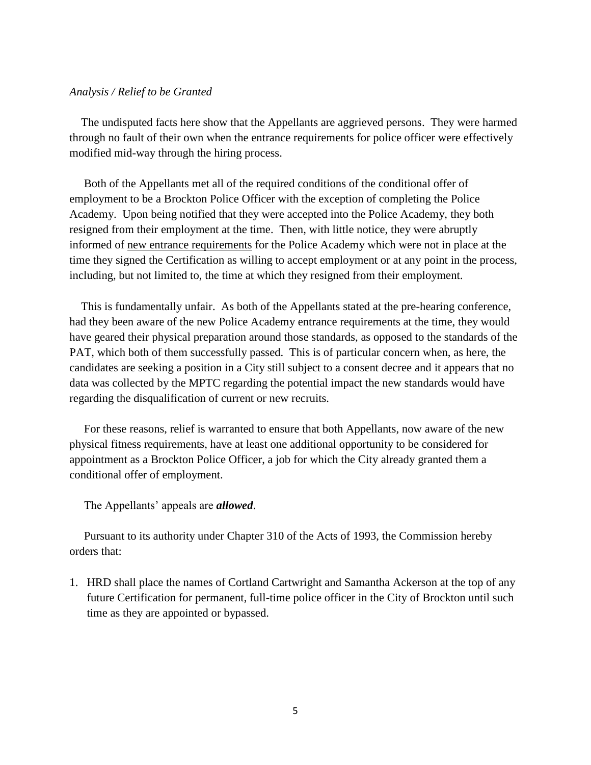*Analysis / Relief to be Granted*

The undisputed facts here show that the Appellants are aggrieved persons. They were harmed through no fault of their own when the entrance requirements for police officer were effectively modified mid-way through the hiring process.

Both of the Appellants met all of the required conditions of the conditional offer of employment to be a Brockton Police Officer with the exception of completing the Police Academy. Upon being notified that they were accepted into the Police Academy, they both resigned from their employment at the time. Then, with little notice, they were abruptly informed of <u>new entrance requirements</u> for the Police Academy which were not in place at the time they signed the Certification as willing to accept employment or at any point in the process, including, but not limited to, the time at which they resigned from their employment.

This is fundamentally unfair. As both of the Appellants stated at the pre-hearing conference, had they been aware of the new Police Academy entrance requirements at the time, they would have geared their physical preparation around those standards, as opposed to the standards of the PAT, which both of them successfully passed. This is of particular concern when, as here, the candidates are seeking a position in a City still subject to a consent decree and it appears that no data was collected by the MPTC regarding the potential impact the new standards would have regarding the disqualification of current or new recruits.

For these reasons, relief is warranted to ensure that both Appellants, now aware of the new physical fitness requirements, have at least one additional opportunity to be considered for appointment as a Brockton Police Officer, a job for which the City already granted them a conditional offer of employment.

The Appellants' appeals are ***allowed***.

Pursuant to its authority under Chapter 310 of the Acts of 1993, the Commission hereby orders that:

1. HRD shall place the names of Cortland Cartwright and Samantha Ackerson at the top of any future Certification for permanent, full-time police officer in the City of Brockton until such time as they are appointed or bypassed.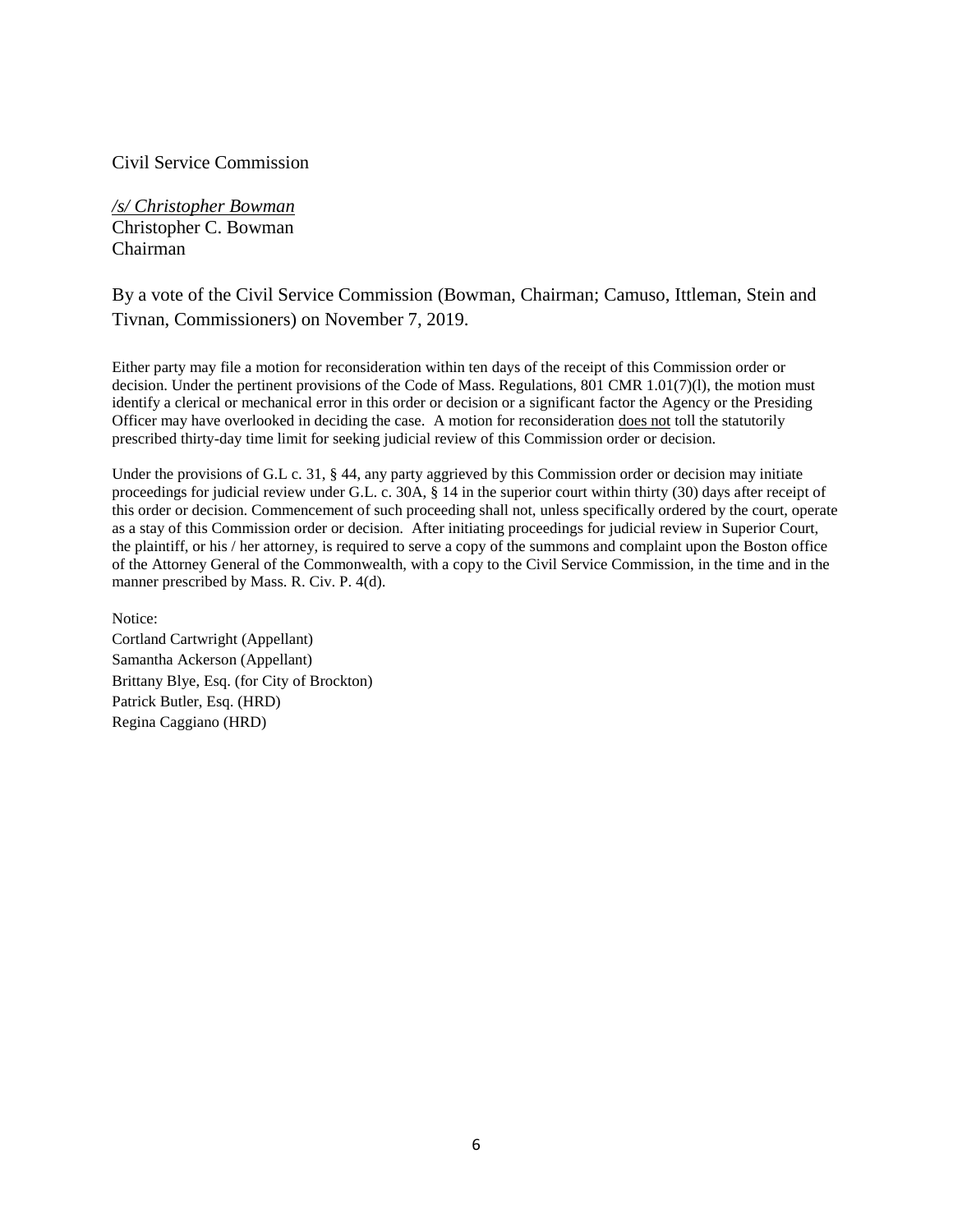Civil Service Commission

*/s/ Christopher Bowman*
Christopher C. Bowman
Chairman

By a vote of the Civil Service Commission (Bowman, Chairman; Camuso, Ittleman, Stein and Tivnan, Commissioners) on November 7, 2019.

Either party may file a motion for reconsideration within ten days of the receipt of this Commission order or decision. Under the pertinent provisions of the Code of Mass. Regulations, 801 CMR 1.01(7)(l), the motion must identify a clerical or mechanical error in this order or decision or a significant factor the Agency or the Presiding Officer may have overlooked in deciding the case. A motion for reconsideration does not toll the statutorily prescribed thirty-day time limit for seeking judicial review of this Commission order or decision.

Under the provisions of G.L c. 31, § 44, any party aggrieved by this Commission order or decision may initiate proceedings for judicial review under G.L. c. 30A, § 14 in the superior court within thirty (30) days after receipt of this order or decision. Commencement of such proceeding shall not, unless specifically ordered by the court, operate as a stay of this Commission order or decision. After initiating proceedings for judicial review in Superior Court, the plaintiff, or his / her attorney, is required to serve a copy of the summons and complaint upon the Boston office of the Attorney General of the Commonwealth, with a copy to the Civil Service Commission, in the time and in the manner prescribed by Mass. R. Civ. P. 4(d).

Notice:
Cortland Cartwright (Appellant)
Samantha Ackerson (Appellant)
Brittany Blye, Esq. (for City of Brockton)
Patrick Butler, Esq. (HRD)
Regina Caggiano (HRD)